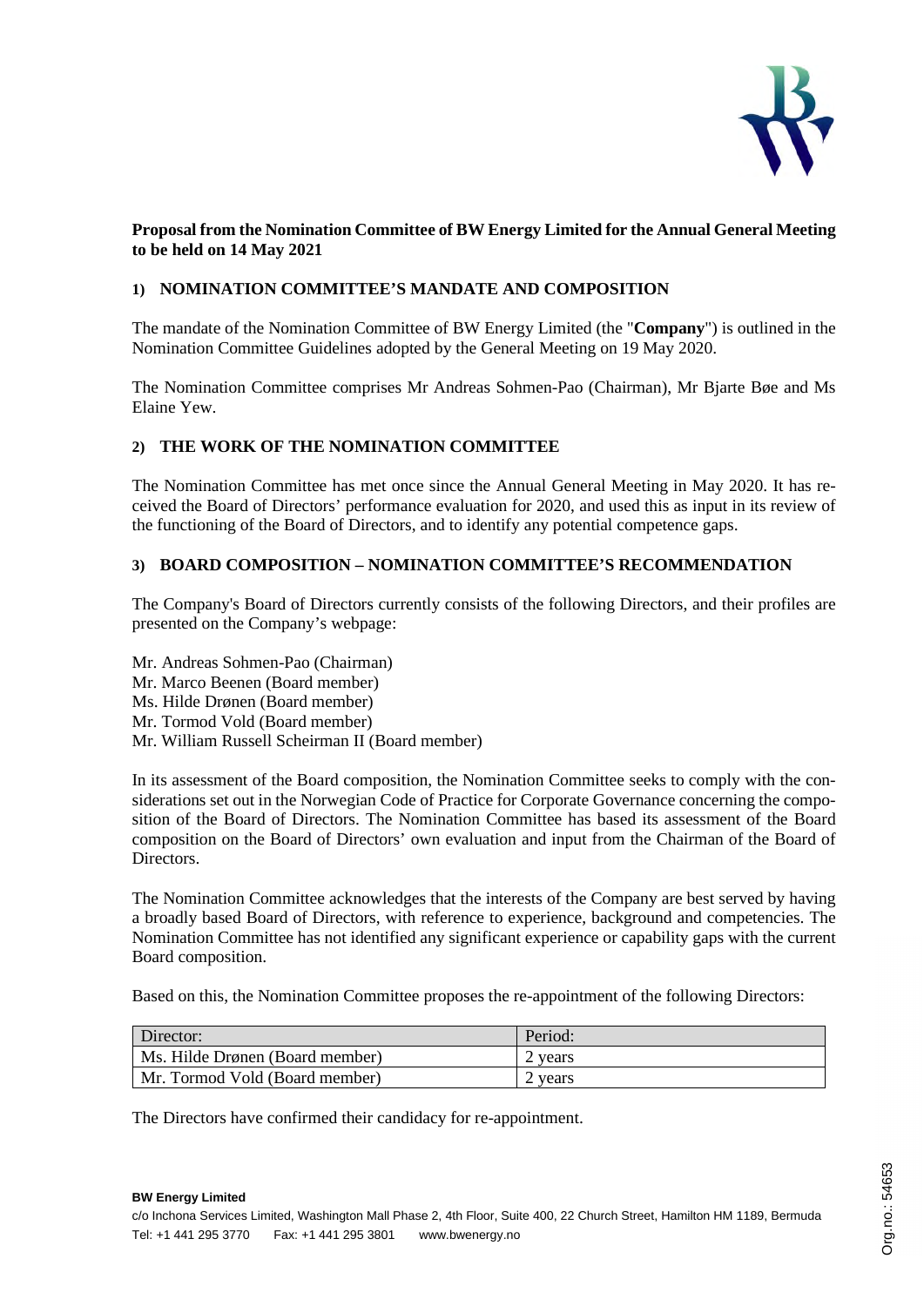**Proposal from the Nomination Committee of BW Energy Limited for the Annual General Meeting to be held on 14 May 2021**

## 1) NOMINATION COMMITTEE'S MANDATE AND COMPOSITION

The mandate of the Nomination Committee of BW Energy Limited (the "**Company**") is outlined in the Nomination Committee Guidelines adopted by the General Meeting on 19 May 2020.

The Nomination Committee comprises Mr Andreas Sohmen-Pao (Chairman), Mr Bjarte Bøe and Ms Elaine Yew.

## 2) THE WORK OF THE NOMINATION COMMITTEE

The Nomination Committee has met once since the Annual General Meeting in May 2020. It has received the Board of Directors' performance evaluation for 2020, and used this as input in its review of the functioning of the Board of Directors, and to identify any potential competence gaps.

## 3) BOARD COMPOSITION – NOMINATION COMMITTEE'S RECOMMENDATION

The Company's Board of Directors currently consists of the following Directors, and their profiles are presented on the Company's webpage:

Mr. Andreas Sohmen-Pao (Chairman)
Mr. Marco Beenen (Board member)
Ms. Hilde Drønen (Board member)
Mr. Tormod Vold (Board member)
Mr. William Russell Scheirman II (Board member)

In its assessment of the Board composition, the Nomination Committee seeks to comply with the considerations set out in the Norwegian Code of Practice for Corporate Governance concerning the composition of the Board of Directors. The Nomination Committee has based its assessment of the Board composition on the Board of Directors' own evaluation and input from the Chairman of the Board of Directors.

The Nomination Committee acknowledges that the interests of the Company are best served by having a broadly based Board of Directors, with reference to experience, background and competencies. The Nomination Committee has not identified any significant experience or capability gaps with the current Board composition.

Based on this, the Nomination Committee proposes the re-appointment of the following Directors:

| Director: | Period: |
|---|---|
| Ms. Hilde Drønen (Board member) | 2 years |
| Mr. Tormod Vold (Board member) | 2 years |

The Directors have confirmed their candidacy for re-appointment.

**BW Energy Limited**
c/o Inchona Services Limited, Washington Mall Phase 2, 4th Floor, Suite 400, 22 Church Street, Hamilton HM 1189, Bermuda
Tel: +1 441 295 3770 Fax: +1 441 295 3801 www.bwenergy.no

Org.no.: 54653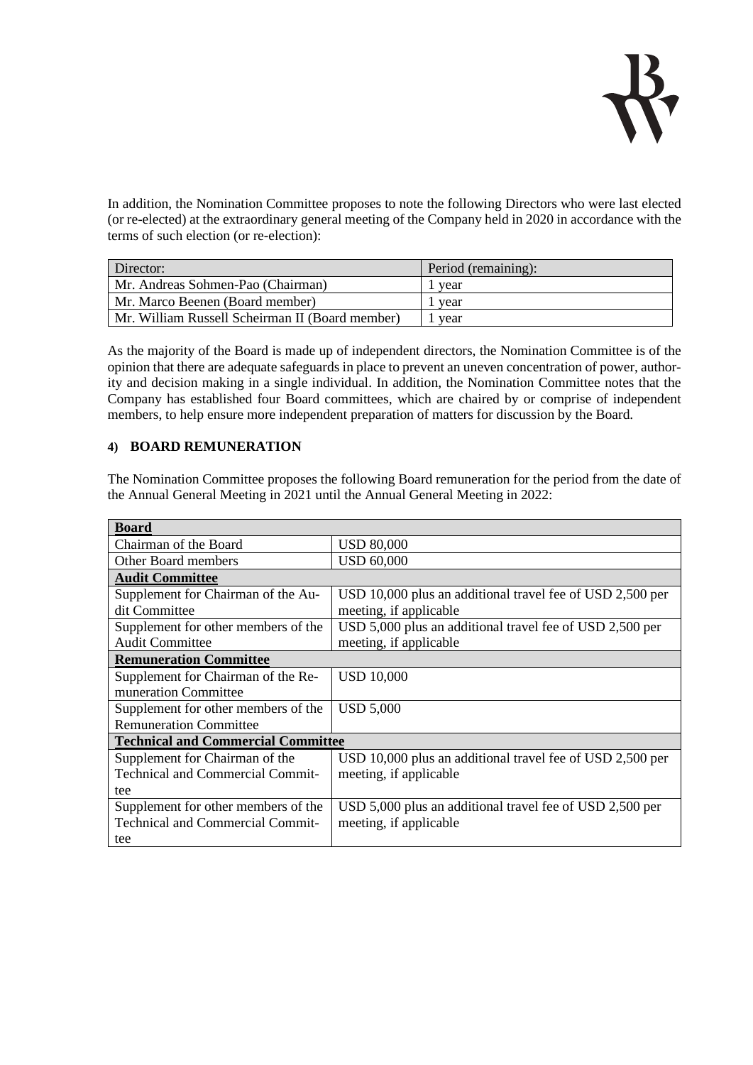In addition, the Nomination Committee proposes to note the following Directors who were last elected (or re-elected) at the extraordinary general meeting of the Company held in 2020 in accordance with the terms of such election (or re-election):

| Director: | Period (remaining): |
|---|---|
| Mr. Andreas Sohmen-Pao (Chairman) | 1 year |
| Mr. Marco Beenen (Board member) | 1 year |
| Mr. William Russell Scheirman II (Board member) | 1 year |

As the majority of the Board is made up of independent directors, the Nomination Committee is of the opinion that there are adequate safeguards in place to prevent an uneven concentration of power, authority and decision making in a single individual. In addition, the Nomination Committee notes that the Company has established four Board committees, which are chaired by or comprise of independent members, to help ensure more independent preparation of matters for discussion by the Board.

#### 4) BOARD REMUNERATION

The Nomination Committee proposes the following Board remuneration for the period from the date of the Annual General Meeting in 2021 until the Annual General Meeting in 2022:

| **Board** | |
|---|---|
| Chairman of the Board | USD 80,000 |
| Other Board members | USD 60,000 |
| **Audit Committee** | |
| Supplement for Chairman of the Audit Committee | USD 10,000 plus an additional travel fee of USD 2,500 per meeting, if applicable |
| Supplement for other members of the Audit Committee | USD 5,000 plus an additional travel fee of USD 2,500 per meeting, if applicable |
| **Remuneration Committee** | |
| Supplement for Chairman of the Remuneration Committee | USD 10,000 |
| Supplement for other members of the Remuneration Committee | USD 5,000 |
| **Technical and Commercial Committee** | |
| Supplement for Chairman of the Technical and Commercial Committee | USD 10,000 plus an additional travel fee of USD 2,500 per meeting, if applicable |
| Supplement for other members of the Technical and Commercial Committee | USD 5,000 plus an additional travel fee of USD 2,500 per meeting, if applicable |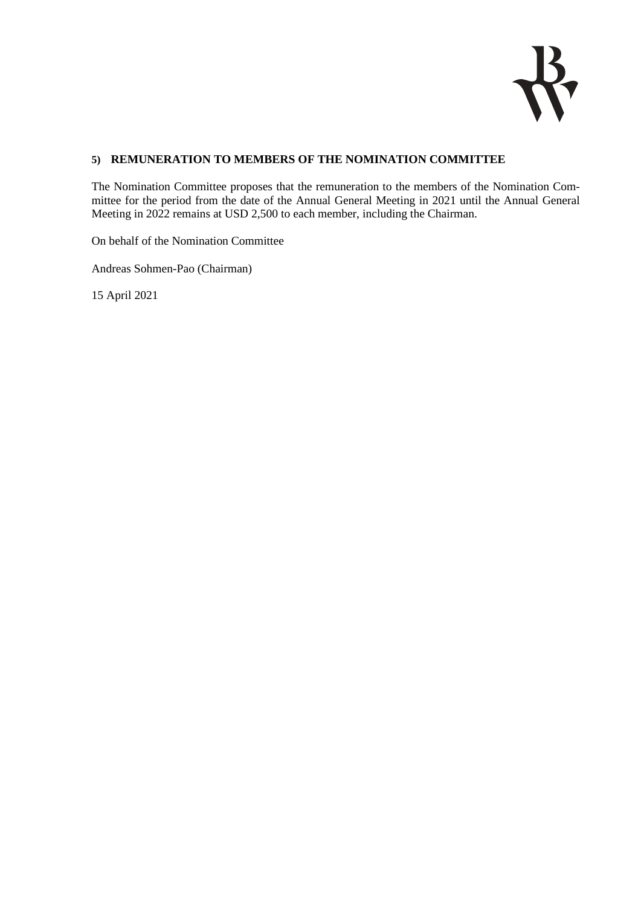## 5) REMUNERATION TO MEMBERS OF THE NOMINATION COMMITTEE

The Nomination Committee proposes that the remuneration to the members of the Nomination Committee for the period from the date of the Annual General Meeting in 2021 until the Annual General Meeting in 2022 remains at USD 2,500 to each member, including the Chairman.

On behalf of the Nomination Committee

Andreas Sohmen-Pao (Chairman)

15 April 2021